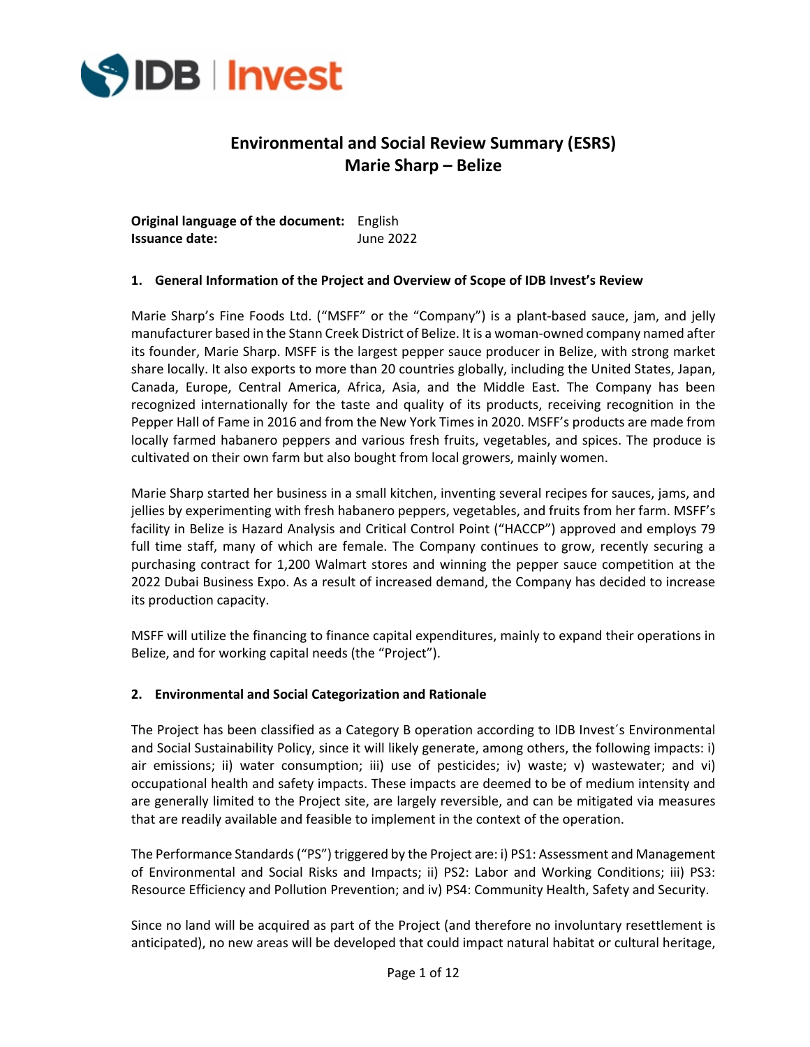# Environmental and Social Review Summary (ESRS)
# Marie Sharp – Belize

**Original language of the document:** English
**Issuance date:** June 2022

## 1. General Information of the Project and Overview of Scope of IDB Invest's Review

Marie Sharp's Fine Foods Ltd. ("MSFF" or the "Company") is a plant-based sauce, jam, and jelly manufacturer based in the Stann Creek District of Belize. It is a woman-owned company named after its founder, Marie Sharp. MSFF is the largest pepper sauce producer in Belize, with strong market share locally. It also exports to more than 20 countries globally, including the United States, Japan, Canada, Europe, Central America, Africa, Asia, and the Middle East. The Company has been recognized internationally for the taste and quality of its products, receiving recognition in the Pepper Hall of Fame in 2016 and from the New York Times in 2020. MSFF's products are made from locally farmed habanero peppers and various fresh fruits, vegetables, and spices. The produce is cultivated on their own farm but also bought from local growers, mainly women.

Marie Sharp started her business in a small kitchen, inventing several recipes for sauces, jams, and jellies by experimenting with fresh habanero peppers, vegetables, and fruits from her farm. MSFF's facility in Belize is Hazard Analysis and Critical Control Point ("HACCP") approved and employs 79 full time staff, many of which are female. The Company continues to grow, recently securing a purchasing contract for 1,200 Walmart stores and winning the pepper sauce competition at the 2022 Dubai Business Expo. As a result of increased demand, the Company has decided to increase its production capacity.

MSFF will utilize the financing to finance capital expenditures, mainly to expand their operations in Belize, and for working capital needs (the "Project").

## 2. Environmental and Social Categorization and Rationale

The Project has been classified as a Category B operation according to IDB Invest´s Environmental and Social Sustainability Policy, since it will likely generate, among others, the following impacts: i) air emissions; ii) water consumption; iii) use of pesticides; iv) waste; v) wastewater; and vi) occupational health and safety impacts. These impacts are deemed to be of medium intensity and are generally limited to the Project site, are largely reversible, and can be mitigated via measures that are readily available and feasible to implement in the context of the operation.

The Performance Standards ("PS") triggered by the Project are: i) PS1: Assessment and Management of Environmental and Social Risks and Impacts; ii) PS2: Labor and Working Conditions; iii) PS3: Resource Efficiency and Pollution Prevention; and iv) PS4: Community Health, Safety and Security.

Since no land will be acquired as part of the Project (and therefore no involuntary resettlement is anticipated), no new areas will be developed that could impact natural habitat or cultural heritage,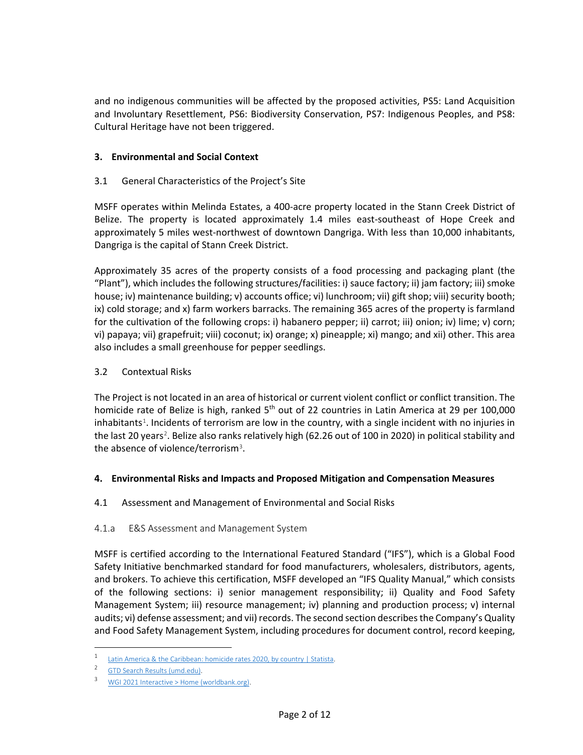and no indigenous communities will be affected by the proposed activities, PS5: Land Acquisition and Involuntary Resettlement, PS6: Biodiversity Conservation, PS7: Indigenous Peoples, and PS8: Cultural Heritage have not been triggered.

## 3. Environmental and Social Context

### 3.1 General Characteristics of the Project's Site

MSFF operates within Melinda Estates, a 400-acre property located in the Stann Creek District of Belize. The property is located approximately 1.4 miles east-southeast of Hope Creek and approximately 5 miles west-northwest of downtown Dangriga. With less than 10,000 inhabitants, Dangriga is the capital of Stann Creek District.

Approximately 35 acres of the property consists of a food processing and packaging plant (the "Plant"), which includes the following structures/facilities: i) sauce factory; ii) jam factory; iii) smoke house; iv) maintenance building; v) accounts office; vi) lunchroom; vii) gift shop; viii) security booth; ix) cold storage; and x) farm workers barracks. The remaining 365 acres of the property is farmland for the cultivation of the following crops: i) habanero pepper; ii) carrot; iii) onion; iv) lime; v) corn; vi) papaya; vii) grapefruit; viii) coconut; ix) orange; x) pineapple; xi) mango; and xii) other. This area also includes a small greenhouse for pepper seedlings.

### 3.2 Contextual Risks

The Project is not located in an area of historical or current violent conflict or conflict transition. The homicide rate of Belize is high, ranked 5th out of 22 countries in Latin America at 29 per 100,000 inhabitants[1]. Incidents of terrorism are low in the country, with a single incident with no injuries in the last 20 years[2]. Belize also ranks relatively high (62.26 out of 100 in 2020) in political stability and the absence of violence/terrorism[3].

## 4. Environmental Risks and Impacts and Proposed Mitigation and Compensation Measures

### 4.1 Assessment and Management of Environmental and Social Risks

#### 4.1.a E&S Assessment and Management System

MSFF is certified according to the International Featured Standard ("IFS"), which is a Global Food Safety Initiative benchmarked standard for food manufacturers, wholesalers, distributors, agents, and brokers. To achieve this certification, MSFF developed an "IFS Quality Manual," which consists of the following sections: i) senior management responsibility; ii) Quality and Food Safety Management System; iii) resource management; iv) planning and production process; v) internal audits; vi) defense assessment; and vii) records. The second section describes the Company's Quality and Food Safety Management System, including procedures for document control, record keeping,

---

[1] Latin America & the Caribbean: homicide rates 2020, by country | Statista.

[2] GTD Search Results (umd.edu).

[3] WGI 2021 Interactive > Home (worldbank.org).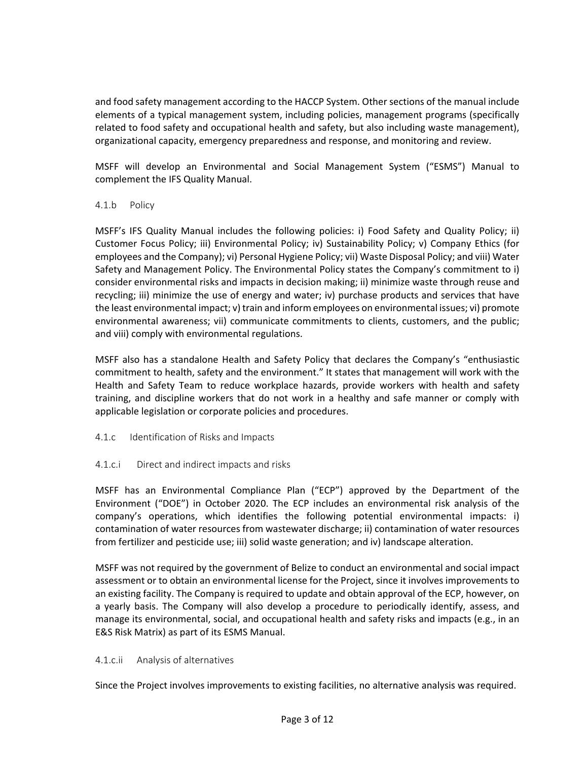and food safety management according to the HACCP System. Other sections of the manual include elements of a typical management system, including policies, management programs (specifically related to food safety and occupational health and safety, but also including waste management), organizational capacity, emergency preparedness and response, and monitoring and review.

MSFF will develop an Environmental and Social Management System ("ESMS") Manual to complement the IFS Quality Manual.

#### 4.1.b Policy

MSFF's IFS Quality Manual includes the following policies: i) Food Safety and Quality Policy; ii) Customer Focus Policy; iii) Environmental Policy; iv) Sustainability Policy; v) Company Ethics (for employees and the Company); vi) Personal Hygiene Policy; vii) Waste Disposal Policy; and viii) Water Safety and Management Policy. The Environmental Policy states the Company's commitment to i) consider environmental risks and impacts in decision making; ii) minimize waste through reuse and recycling; iii) minimize the use of energy and water; iv) purchase products and services that have the least environmental impact; v) train and inform employees on environmental issues; vi) promote environmental awareness; vii) communicate commitments to clients, customers, and the public; and viii) comply with environmental regulations.

MSFF also has a standalone Health and Safety Policy that declares the Company's "enthusiastic commitment to health, safety and the environment." It states that management will work with the Health and Safety Team to reduce workplace hazards, provide workers with health and safety training, and discipline workers that do not work in a healthy and safe manner or comply with applicable legislation or corporate policies and procedures.

#### 4.1.c Identification of Risks and Impacts

##### 4.1.c.i Direct and indirect impacts and risks

MSFF has an Environmental Compliance Plan ("ECP") approved by the Department of the Environment ("DOE") in October 2020. The ECP includes an environmental risk analysis of the company's operations, which identifies the following potential environmental impacts: i) contamination of water resources from wastewater discharge; ii) contamination of water resources from fertilizer and pesticide use; iii) solid waste generation; and iv) landscape alteration.

MSFF was not required by the government of Belize to conduct an environmental and social impact assessment or to obtain an environmental license for the Project, since it involves improvements to an existing facility. The Company is required to update and obtain approval of the ECP, however, on a yearly basis. The Company will also develop a procedure to periodically identify, assess, and manage its environmental, social, and occupational health and safety risks and impacts (e.g., in an E&S Risk Matrix) as part of its ESMS Manual.

##### 4.1.c.ii Analysis of alternatives

Since the Project involves improvements to existing facilities, no alternative analysis was required.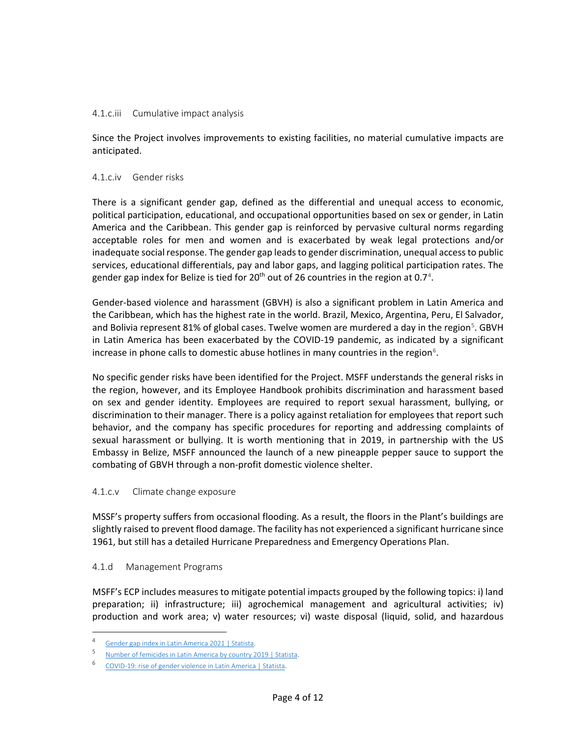#### 4.1.c.iii Cumulative impact analysis

Since the Project involves improvements to existing facilities, no material cumulative impacts are anticipated.

#### 4.1.c.iv Gender risks

There is a significant gender gap, defined as the differential and unequal access to economic, political participation, educational, and occupational opportunities based on sex or gender, in Latin America and the Caribbean. This gender gap is reinforced by pervasive cultural norms regarding acceptable roles for men and women and is exacerbated by weak legal protections and/or inadequate social response. The gender gap leads to gender discrimination, unequal access to public services, educational differentials, pay and labor gaps, and lagging political participation rates. The gender gap index for Belize is tied for 20th out of 26 countries in the region at 0.7[4].

Gender-based violence and harassment (GBVH) is also a significant problem in Latin America and the Caribbean, which has the highest rate in the world. Brazil, Mexico, Argentina, Peru, El Salvador, and Bolivia represent 81% of global cases. Twelve women are murdered a day in the region[5]. GBVH in Latin America has been exacerbated by the COVID-19 pandemic, as indicated by a significant increase in phone calls to domestic abuse hotlines in many countries in the region[6].

No specific gender risks have been identified for the Project. MSFF understands the general risks in the region, however, and its Employee Handbook prohibits discrimination and harassment based on sex and gender identity. Employees are required to report sexual harassment, bullying, or discrimination to their manager. There is a policy against retaliation for employees that report such behavior, and the company has specific procedures for reporting and addressing complaints of sexual harassment or bullying. It is worth mentioning that in 2019, in partnership with the US Embassy in Belize, MSFF announced the launch of a new pineapple pepper sauce to support the combating of GBVH through a non-profit domestic violence shelter.

#### 4.1.c.v Climate change exposure

MSSF's property suffers from occasional flooding. As a result, the floors in the Plant's buildings are slightly raised to prevent flood damage. The facility has not experienced a significant hurricane since 1961, but still has a detailed Hurricane Preparedness and Emergency Operations Plan.

### 4.1.d Management Programs

MSFF's ECP includes measures to mitigate potential impacts grouped by the following topics: i) land preparation; ii) infrastructure; iii) agrochemical management and agricultural activities; iv) production and work area; v) water resources; vi) waste disposal (liquid, solid, and hazardous

---

[4] Gender gap index in Latin America 2021 | Statista.

[5] Number of femicides in Latin America by country 2019 | Statista.

[6] COVID-19: rise of gender violence in Latin America | Statista.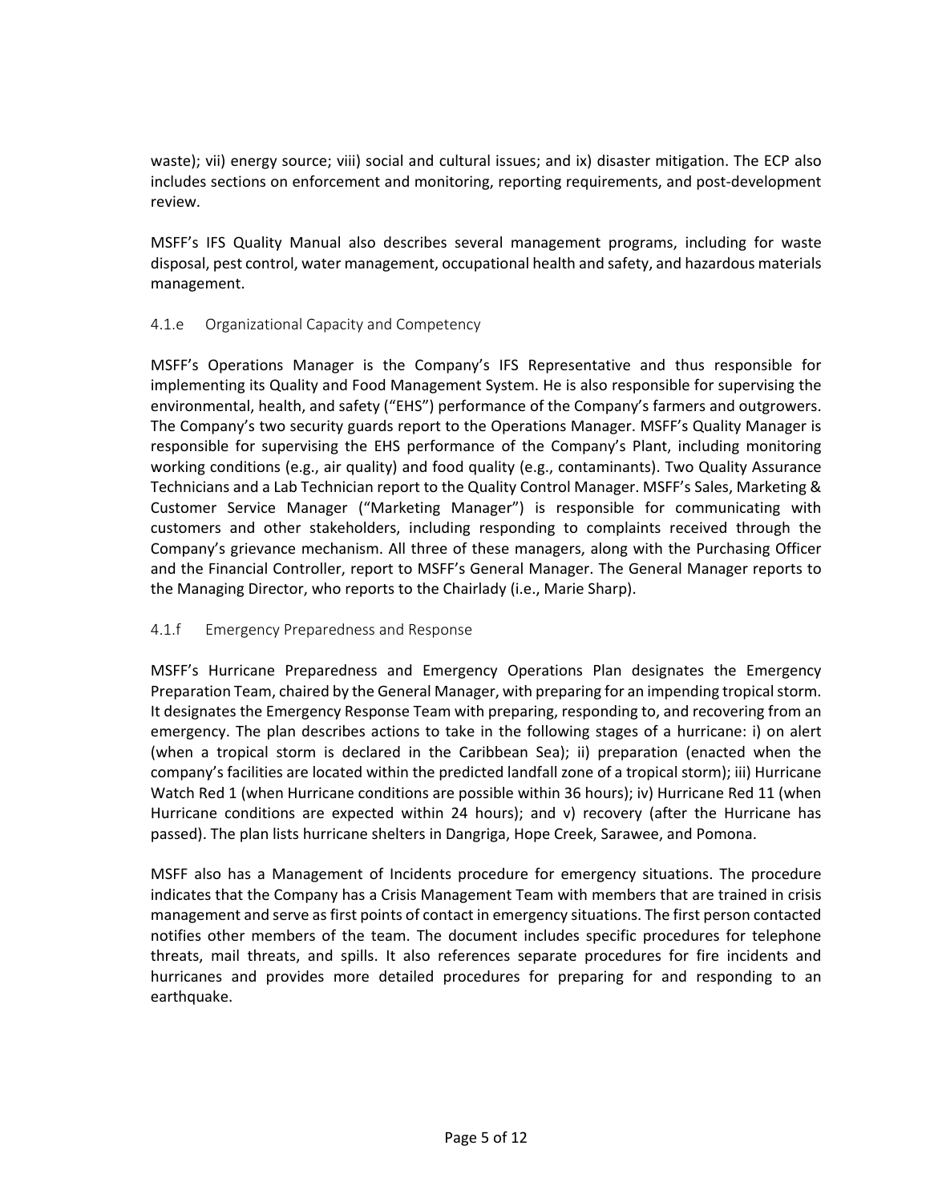waste); vii) energy source; viii) social and cultural issues; and ix) disaster mitigation. The ECP also includes sections on enforcement and monitoring, reporting requirements, and post-development review.

MSFF's IFS Quality Manual also describes several management programs, including for waste disposal, pest control, water management, occupational health and safety, and hazardous materials management.

### 4.1.e Organizational Capacity and Competency

MSFF's Operations Manager is the Company's IFS Representative and thus responsible for implementing its Quality and Food Management System. He is also responsible for supervising the environmental, health, and safety ("EHS") performance of the Company's farmers and outgrowers. The Company's two security guards report to the Operations Manager. MSFF's Quality Manager is responsible for supervising the EHS performance of the Company's Plant, including monitoring working conditions (e.g., air quality) and food quality (e.g., contaminants). Two Quality Assurance Technicians and a Lab Technician report to the Quality Control Manager. MSFF's Sales, Marketing & Customer Service Manager ("Marketing Manager") is responsible for communicating with customers and other stakeholders, including responding to complaints received through the Company's grievance mechanism. All three of these managers, along with the Purchasing Officer and the Financial Controller, report to MSFF's General Manager. The General Manager reports to the Managing Director, who reports to the Chairlady (i.e., Marie Sharp).

### 4.1.f Emergency Preparedness and Response

MSFF's Hurricane Preparedness and Emergency Operations Plan designates the Emergency Preparation Team, chaired by the General Manager, with preparing for an impending tropical storm. It designates the Emergency Response Team with preparing, responding to, and recovering from an emergency. The plan describes actions to take in the following stages of a hurricane: i) on alert (when a tropical storm is declared in the Caribbean Sea); ii) preparation (enacted when the company's facilities are located within the predicted landfall zone of a tropical storm); iii) Hurricane Watch Red 1 (when Hurricane conditions are possible within 36 hours); iv) Hurricane Red 11 (when Hurricane conditions are expected within 24 hours); and v) recovery (after the Hurricane has passed). The plan lists hurricane shelters in Dangriga, Hope Creek, Sarawee, and Pomona.

MSFF also has a Management of Incidents procedure for emergency situations. The procedure indicates that the Company has a Crisis Management Team with members that are trained in crisis management and serve as first points of contact in emergency situations. The first person contacted notifies other members of the team. The document includes specific procedures for telephone threats, mail threats, and spills. It also references separate procedures for fire incidents and hurricanes and provides more detailed procedures for preparing for and responding to an earthquake.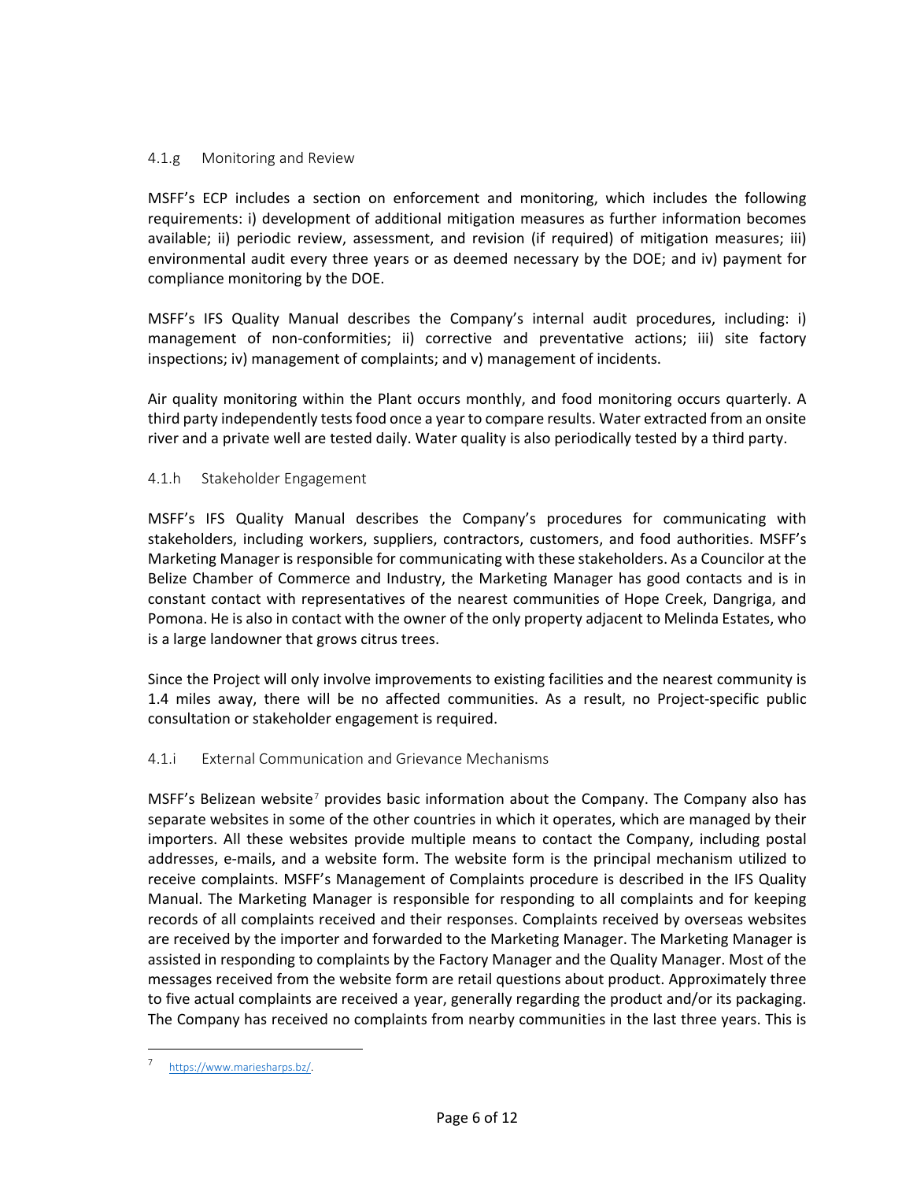#### 4.1.g Monitoring and Review

MSFF's ECP includes a section on enforcement and monitoring, which includes the following requirements: i) development of additional mitigation measures as further information becomes available; ii) periodic review, assessment, and revision (if required) of mitigation measures; iii) environmental audit every three years or as deemed necessary by the DOE; and iv) payment for compliance monitoring by the DOE.

MSFF's IFS Quality Manual describes the Company's internal audit procedures, including: i) management of non-conformities; ii) corrective and preventative actions; iii) site factory inspections; iv) management of complaints; and v) management of incidents.

Air quality monitoring within the Plant occurs monthly, and food monitoring occurs quarterly. A third party independently tests food once a year to compare results. Water extracted from an onsite river and a private well are tested daily. Water quality is also periodically tested by a third party.

#### 4.1.h Stakeholder Engagement

MSFF's IFS Quality Manual describes the Company's procedures for communicating with stakeholders, including workers, suppliers, contractors, customers, and food authorities. MSFF's Marketing Manager is responsible for communicating with these stakeholders. As a Councilor at the Belize Chamber of Commerce and Industry, the Marketing Manager has good contacts and is in constant contact with representatives of the nearest communities of Hope Creek, Dangriga, and Pomona. He is also in contact with the owner of the only property adjacent to Melinda Estates, who is a large landowner that grows citrus trees.

Since the Project will only involve improvements to existing facilities and the nearest community is 1.4 miles away, there will be no affected communities. As a result, no Project-specific public consultation or stakeholder engagement is required.

#### 4.1.i External Communication and Grievance Mechanisms

MSFF's Belizean website[7] provides basic information about the Company. The Company also has separate websites in some of the other countries in which it operates, which are managed by their importers. All these websites provide multiple means to contact the Company, including postal addresses, e-mails, and a website form. The website form is the principal mechanism utilized to receive complaints. MSFF's Management of Complaints procedure is described in the IFS Quality Manual. The Marketing Manager is responsible for responding to all complaints and for keeping records of all complaints received and their responses. Complaints received by overseas websites are received by the importer and forwarded to the Marketing Manager. The Marketing Manager is assisted in responding to complaints by the Factory Manager and the Quality Manager. Most of the messages received from the website form are retail questions about product. Approximately three to five actual complaints are received a year, generally regarding the product and/or its packaging. The Company has received no complaints from nearby communities in the last three years. This is

[7] https://www.mariesharps.bz/.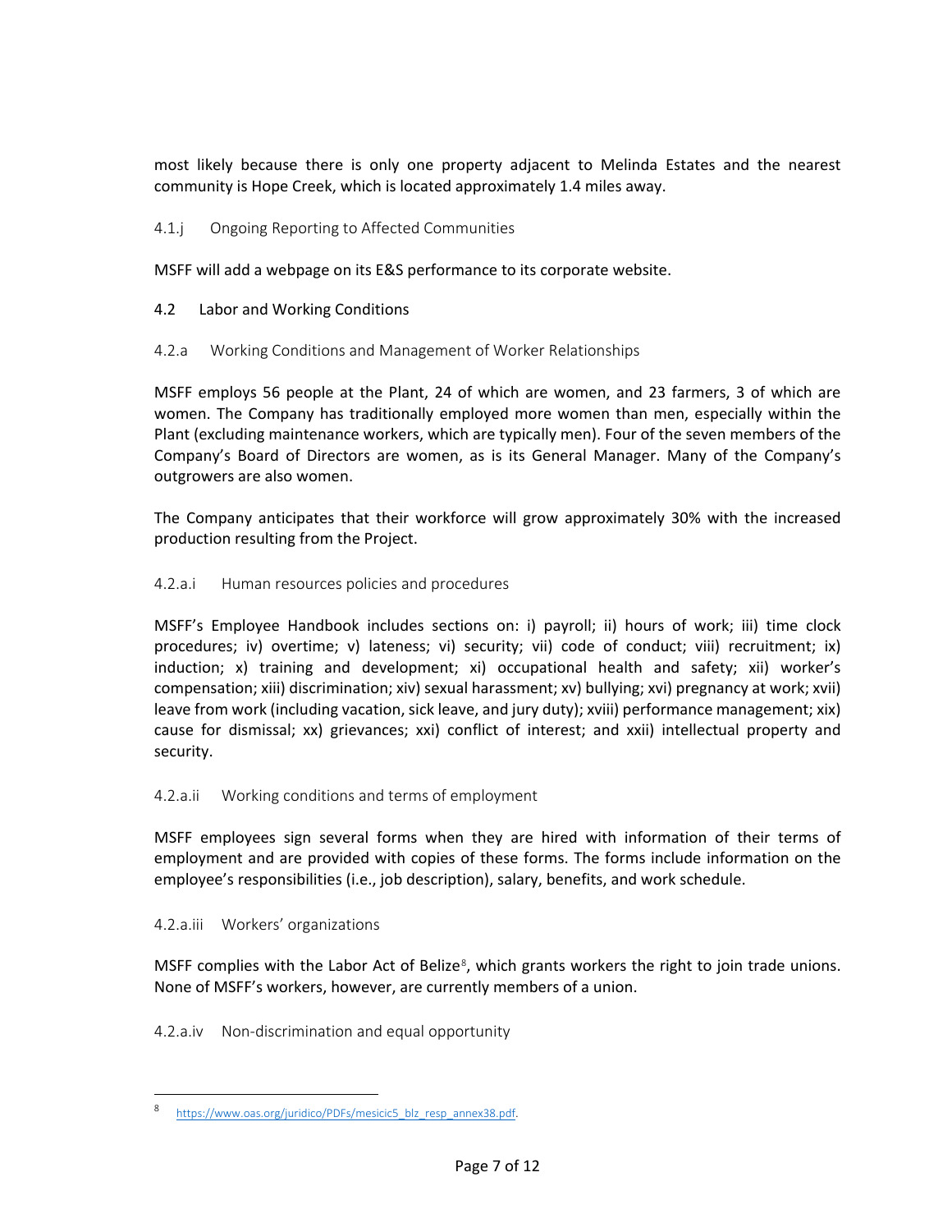most likely because there is only one property adjacent to Melinda Estates and the nearest community is Hope Creek, which is located approximately 1.4 miles away.

#### 4.1.j Ongoing Reporting to Affected Communities

MSFF will add a webpage on its E&S performance to its corporate website.

## 4.2 Labor and Working Conditions

### 4.2.a Working Conditions and Management of Worker Relationships

MSFF employs 56 people at the Plant, 24 of which are women, and 23 farmers, 3 of which are women. The Company has traditionally employed more women than men, especially within the Plant (excluding maintenance workers, which are typically men). Four of the seven members of the Company's Board of Directors are women, as is its General Manager. Many of the Company's outgrowers are also women.

The Company anticipates that their workforce will grow approximately 30% with the increased production resulting from the Project.

#### 4.2.a.i Human resources policies and procedures

MSFF's Employee Handbook includes sections on: i) payroll; ii) hours of work; iii) time clock procedures; iv) overtime; v) lateness; vi) security; vii) code of conduct; viii) recruitment; ix) induction; x) training and development; xi) occupational health and safety; xii) worker's compensation; xiii) discrimination; xiv) sexual harassment; xv) bullying; xvi) pregnancy at work; xvii) leave from work (including vacation, sick leave, and jury duty); xviii) performance management; xix) cause for dismissal; xx) grievances; xxi) conflict of interest; and xxii) intellectual property and security.

#### 4.2.a.ii Working conditions and terms of employment

MSFF employees sign several forms when they are hired with information of their terms of employment and are provided with copies of these forms. The forms include information on the employee's responsibilities (i.e., job description), salary, benefits, and work schedule.

#### 4.2.a.iii Workers' organizations

MSFF complies with the Labor Act of Belize[8], which grants workers the right to join trade unions. None of MSFF's workers, however, are currently members of a union.

#### 4.2.a.iv Non-discrimination and equal opportunity

---

[8] https://www.oas.org/juridico/PDFs/mesicic5_blz_resp_annex38.pdf.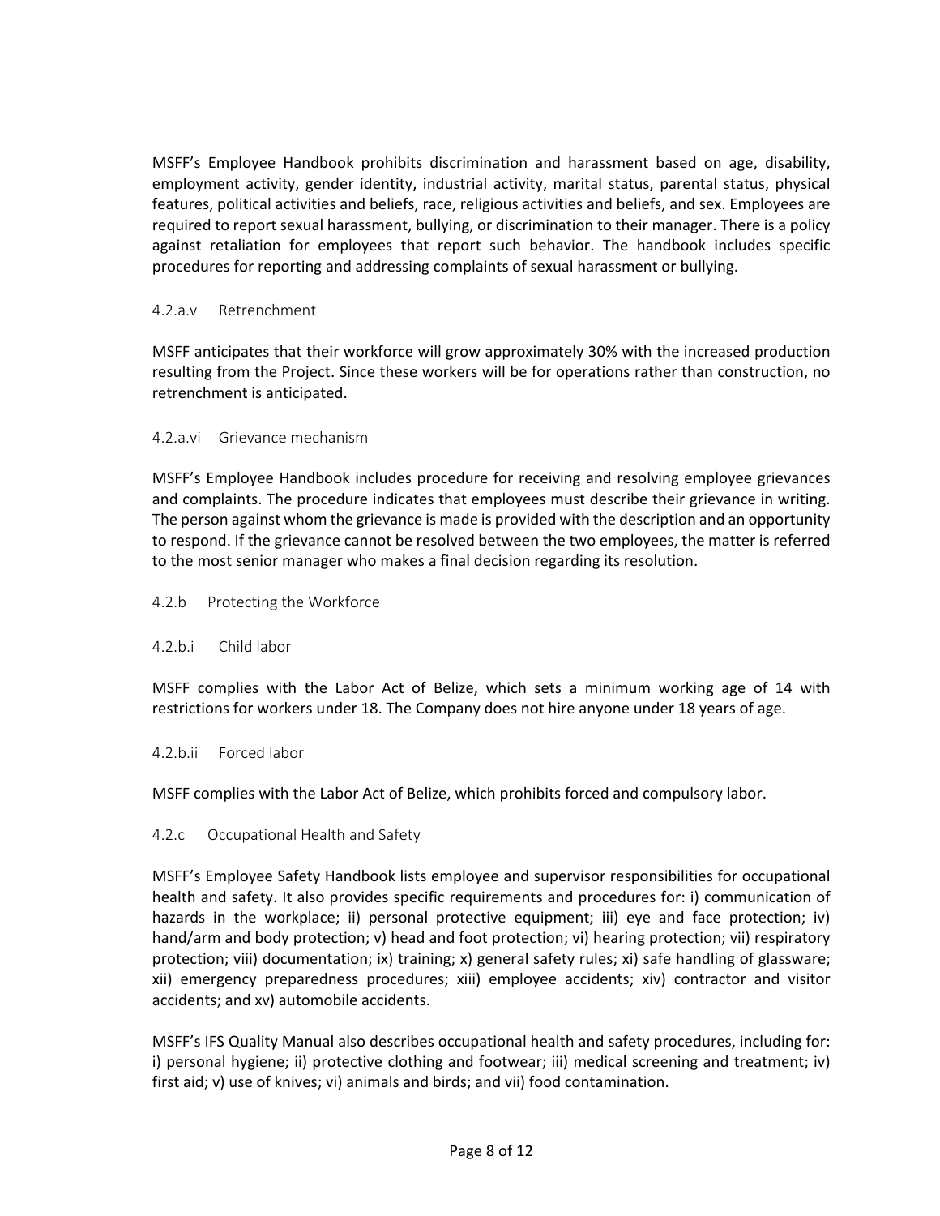MSFF's Employee Handbook prohibits discrimination and harassment based on age, disability, employment activity, gender identity, industrial activity, marital status, parental status, physical features, political activities and beliefs, race, religious activities and beliefs, and sex. Employees are required to report sexual harassment, bullying, or discrimination to their manager. There is a policy against retaliation for employees that report such behavior. The handbook includes specific procedures for reporting and addressing complaints of sexual harassment or bullying.

#### 4.2.a.v Retrenchment

MSFF anticipates that their workforce will grow approximately 30% with the increased production resulting from the Project. Since these workers will be for operations rather than construction, no retrenchment is anticipated.

#### 4.2.a.vi Grievance mechanism

MSFF's Employee Handbook includes procedure for receiving and resolving employee grievances and complaints. The procedure indicates that employees must describe their grievance in writing. The person against whom the grievance is made is provided with the description and an opportunity to respond. If the grievance cannot be resolved between the two employees, the matter is referred to the most senior manager who makes a final decision regarding its resolution.

### 4.2.b Protecting the Workforce

#### 4.2.b.i Child labor

MSFF complies with the Labor Act of Belize, which sets a minimum working age of 14 with restrictions for workers under 18. The Company does not hire anyone under 18 years of age.

#### 4.2.b.ii Forced labor

MSFF complies with the Labor Act of Belize, which prohibits forced and compulsory labor.

### 4.2.c Occupational Health and Safety

MSFF's Employee Safety Handbook lists employee and supervisor responsibilities for occupational health and safety. It also provides specific requirements and procedures for: i) communication of hazards in the workplace; ii) personal protective equipment; iii) eye and face protection; iv) hand/arm and body protection; v) head and foot protection; vi) hearing protection; vii) respiratory protection; viii) documentation; ix) training; x) general safety rules; xi) safe handling of glassware; xii) emergency preparedness procedures; xiii) employee accidents; xiv) contractor and visitor accidents; and xv) automobile accidents.

MSFF's IFS Quality Manual also describes occupational health and safety procedures, including for: i) personal hygiene; ii) protective clothing and footwear; iii) medical screening and treatment; iv) first aid; v) use of knives; vi) animals and birds; and vii) food contamination.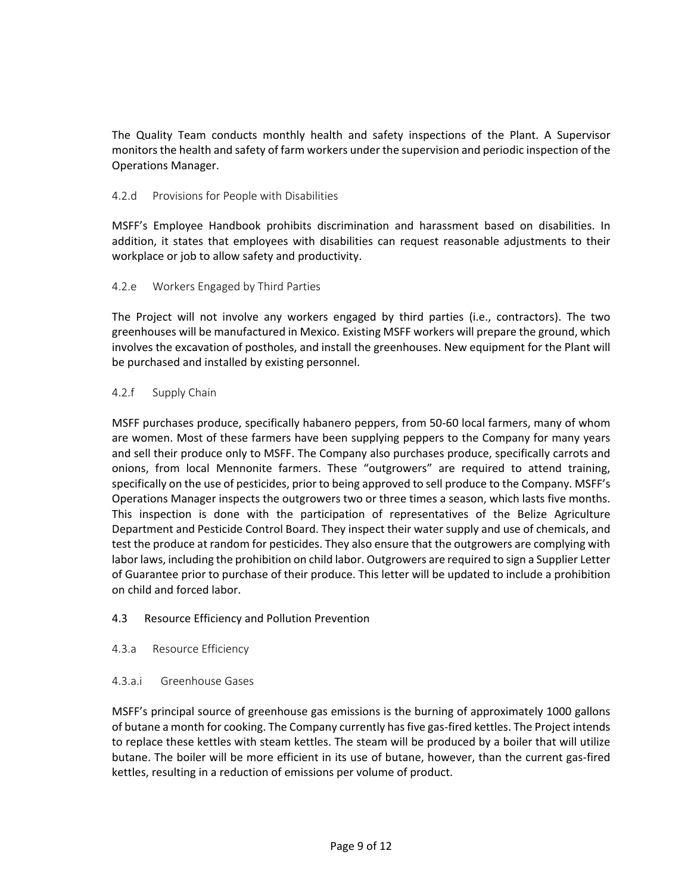The Quality Team conducts monthly health and safety inspections of the Plant. A Supervisor monitors the health and safety of farm workers under the supervision and periodic inspection of the Operations Manager.

#### 4.2.d Provisions for People with Disabilities

MSFF's Employee Handbook prohibits discrimination and harassment based on disabilities. In addition, it states that employees with disabilities can request reasonable adjustments to their workplace or job to allow safety and productivity.

#### 4.2.e Workers Engaged by Third Parties

The Project will not involve any workers engaged by third parties (i.e., contractors). The two greenhouses will be manufactured in Mexico. Existing MSFF workers will prepare the ground, which involves the excavation of postholes, and install the greenhouses. New equipment for the Plant will be purchased and installed by existing personnel.

#### 4.2.f Supply Chain

MSFF purchases produce, specifically habanero peppers, from 50-60 local farmers, many of whom are women. Most of these farmers have been supplying peppers to the Company for many years and sell their produce only to MSFF. The Company also purchases produce, specifically carrots and onions, from local Mennonite farmers. These "outgrowers" are required to attend training, specifically on the use of pesticides, prior to being approved to sell produce to the Company. MSFF's Operations Manager inspects the outgrowers two or three times a season, which lasts five months. This inspection is done with the participation of representatives of the Belize Agriculture Department and Pesticide Control Board. They inspect their water supply and use of chemicals, and test the produce at random for pesticides. They also ensure that the outgrowers are complying with labor laws, including the prohibition on child labor. Outgrowers are required to sign a Supplier Letter of Guarantee prior to purchase of their produce. This letter will be updated to include a prohibition on child and forced labor.

### 4.3 Resource Efficiency and Pollution Prevention

#### 4.3.a Resource Efficiency

##### 4.3.a.i Greenhouse Gases

MSFF's principal source of greenhouse gas emissions is the burning of approximately 1000 gallons of butane a month for cooking. The Company currently has five gas-fired kettles. The Project intends to replace these kettles with steam kettles. The steam will be produced by a boiler that will utilize butane. The boiler will be more efficient in its use of butane, however, than the current gas-fired kettles, resulting in a reduction of emissions per volume of product.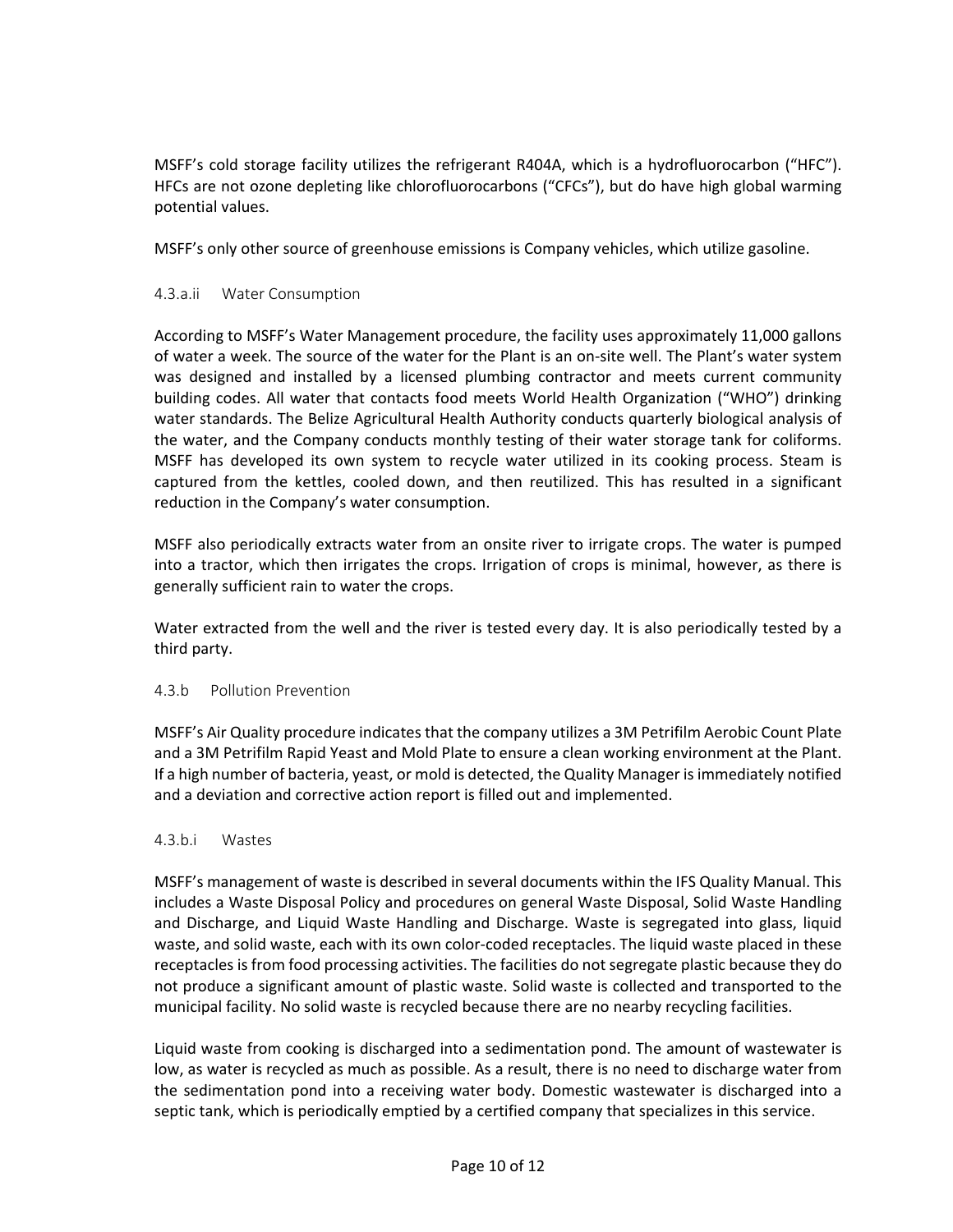MSFF's cold storage facility utilizes the refrigerant R404A, which is a hydrofluorocarbon ("HFC"). HFCs are not ozone depleting like chlorofluorocarbons ("CFCs"), but do have high global warming potential values.

MSFF's only other source of greenhouse emissions is Company vehicles, which utilize gasoline.

#### 4.3.a.ii Water Consumption

According to MSFF's Water Management procedure, the facility uses approximately 11,000 gallons of water a week. The source of the water for the Plant is an on-site well. The Plant's water system was designed and installed by a licensed plumbing contractor and meets current community building codes. All water that contacts food meets World Health Organization ("WHO") drinking water standards. The Belize Agricultural Health Authority conducts quarterly biological analysis of the water, and the Company conducts monthly testing of their water storage tank for coliforms. MSFF has developed its own system to recycle water utilized in its cooking process. Steam is captured from the kettles, cooled down, and then reutilized. This has resulted in a significant reduction in the Company's water consumption.

MSFF also periodically extracts water from an onsite river to irrigate crops. The water is pumped into a tractor, which then irrigates the crops. Irrigation of crops is minimal, however, as there is generally sufficient rain to water the crops.

Water extracted from the well and the river is tested every day. It is also periodically tested by a third party.

### 4.3.b Pollution Prevention

MSFF's Air Quality procedure indicates that the company utilizes a 3M Petrifilm Aerobic Count Plate and a 3M Petrifilm Rapid Yeast and Mold Plate to ensure a clean working environment at the Plant. If a high number of bacteria, yeast, or mold is detected, the Quality Manager is immediately notified and a deviation and corrective action report is filled out and implemented.

#### 4.3.b.i Wastes

MSFF's management of waste is described in several documents within the IFS Quality Manual. This includes a Waste Disposal Policy and procedures on general Waste Disposal, Solid Waste Handling and Discharge, and Liquid Waste Handling and Discharge. Waste is segregated into glass, liquid waste, and solid waste, each with its own color-coded receptacles. The liquid waste placed in these receptacles is from food processing activities. The facilities do not segregate plastic because they do not produce a significant amount of plastic waste. Solid waste is collected and transported to the municipal facility. No solid waste is recycled because there are no nearby recycling facilities.

Liquid waste from cooking is discharged into a sedimentation pond. The amount of wastewater is low, as water is recycled as much as possible. As a result, there is no need to discharge water from the sedimentation pond into a receiving water body. Domestic wastewater is discharged into a septic tank, which is periodically emptied by a certified company that specializes in this service.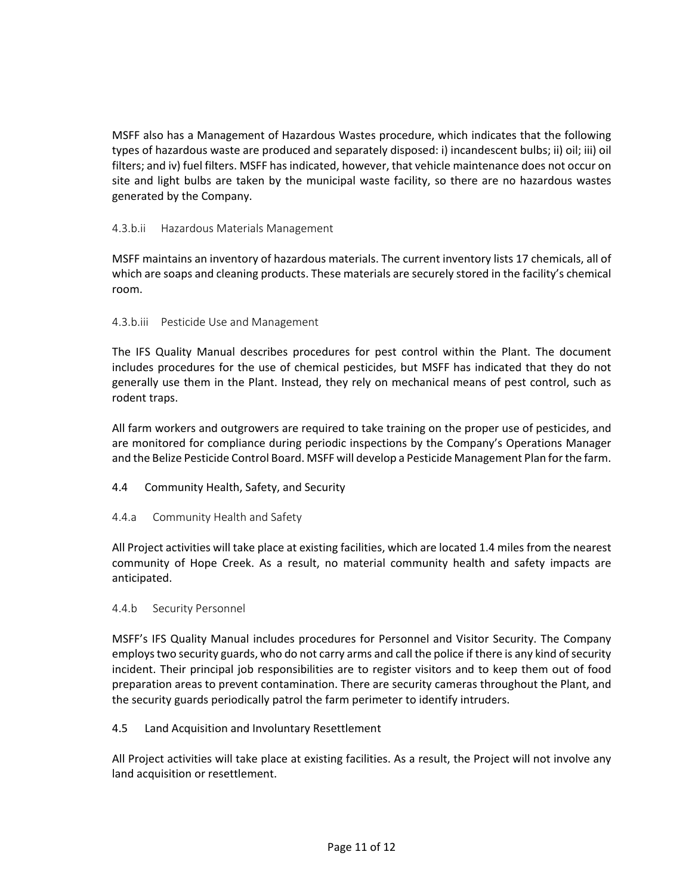MSFF also has a Management of Hazardous Wastes procedure, which indicates that the following types of hazardous waste are produced and separately disposed: i) incandescent bulbs; ii) oil; iii) oil filters; and iv) fuel filters. MSFF has indicated, however, that vehicle maintenance does not occur on site and light bulbs are taken by the municipal waste facility, so there are no hazardous wastes generated by the Company.

#### 4.3.b.ii Hazardous Materials Management

MSFF maintains an inventory of hazardous materials. The current inventory lists 17 chemicals, all of which are soaps and cleaning products. These materials are securely stored in the facility's chemical room.

#### 4.3.b.iii Pesticide Use and Management

The IFS Quality Manual describes procedures for pest control within the Plant. The document includes procedures for the use of chemical pesticides, but MSFF has indicated that they do not generally use them in the Plant. Instead, they rely on mechanical means of pest control, such as rodent traps.

All farm workers and outgrowers are required to take training on the proper use of pesticides, and are monitored for compliance during periodic inspections by the Company's Operations Manager and the Belize Pesticide Control Board. MSFF will develop a Pesticide Management Plan for the farm.

## 4.4 Community Health, Safety, and Security

### 4.4.a Community Health and Safety

All Project activities will take place at existing facilities, which are located 1.4 miles from the nearest community of Hope Creek. As a result, no material community health and safety impacts are anticipated.

### 4.4.b Security Personnel

MSFF's IFS Quality Manual includes procedures for Personnel and Visitor Security. The Company employs two security guards, who do not carry arms and call the police if there is any kind of security incident. Their principal job responsibilities are to register visitors and to keep them out of food preparation areas to prevent contamination. There are security cameras throughout the Plant, and the security guards periodically patrol the farm perimeter to identify intruders.

## 4.5 Land Acquisition and Involuntary Resettlement

All Project activities will take place at existing facilities. As a result, the Project will not involve any land acquisition or resettlement.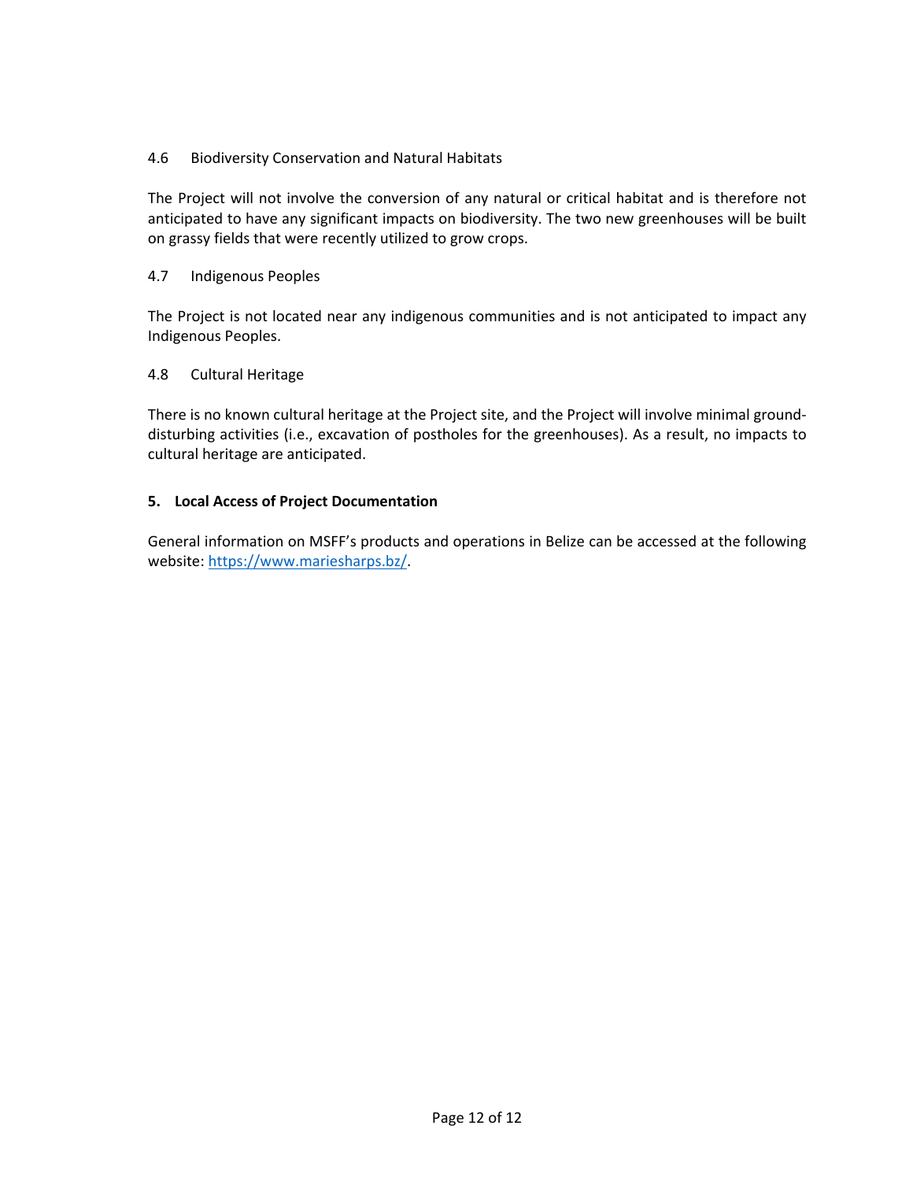### 4.6 Biodiversity Conservation and Natural Habitats

The Project will not involve the conversion of any natural or critical habitat and is therefore not anticipated to have any significant impacts on biodiversity. The two new greenhouses will be built on grassy fields that were recently utilized to grow crops.

### 4.7 Indigenous Peoples

The Project is not located near any indigenous communities and is not anticipated to impact any Indigenous Peoples.

### 4.8 Cultural Heritage

There is no known cultural heritage at the Project site, and the Project will involve minimal ground-disturbing activities (i.e., excavation of postholes for the greenhouses). As a result, no impacts to cultural heritage are anticipated.

## 5. Local Access of Project Documentation

General information on MSFF's products and operations in Belize can be accessed at the following website: [https://www.mariesharps.bz/](https://www.mariesharps.bz/).